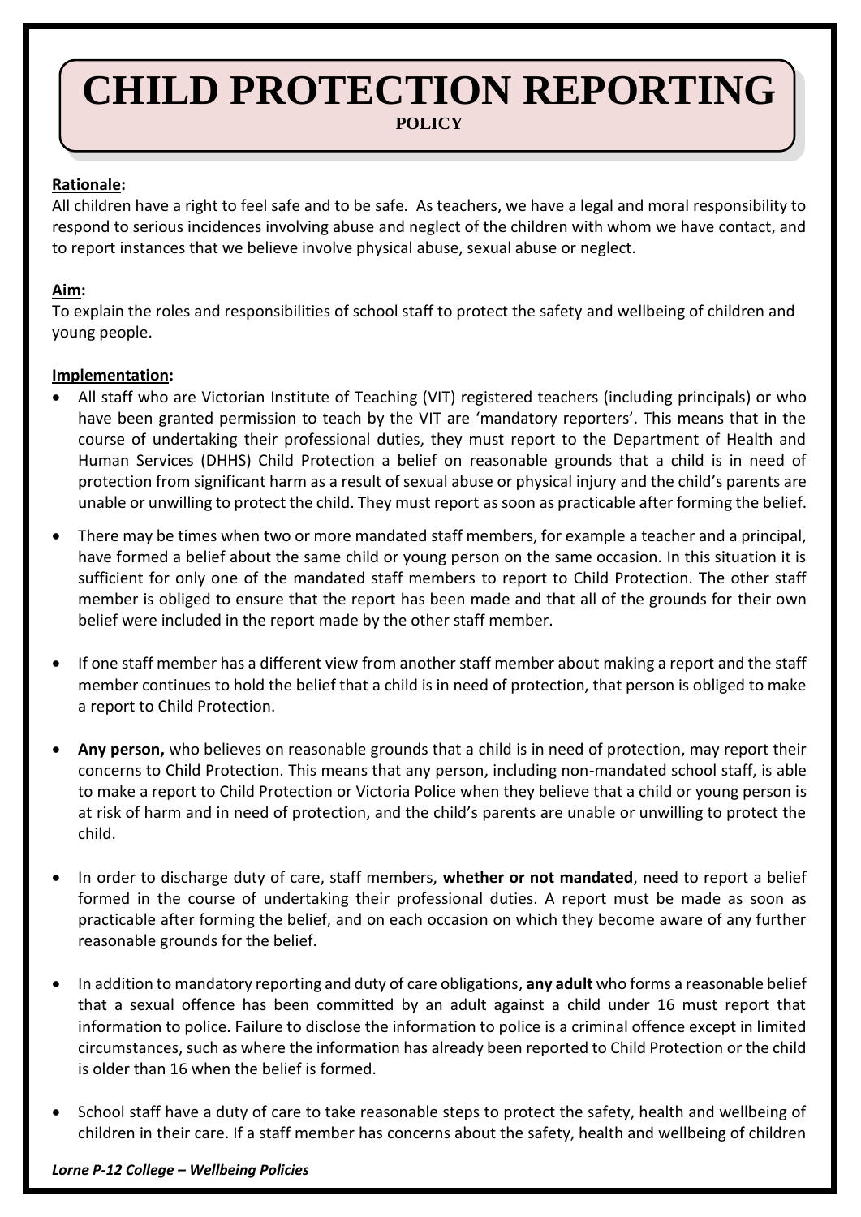# CHILD PROTECTION REPORTING

**POLICY**

**Rationale:**

All children have a right to feel safe and to be safe. As teachers, we have a legal and moral responsibility to respond to serious incidences involving abuse and neglect of the children with whom we have contact, and to report instances that we believe involve physical abuse, sexual abuse or neglect.

**Aim:**

To explain the roles and responsibilities of school staff to protect the safety and wellbeing of children and young people.

**Implementation:**

- All staff who are Victorian Institute of Teaching (VIT) registered teachers (including principals) or who have been granted permission to teach by the VIT are 'mandatory reporters'. This means that in the course of undertaking their professional duties, they must report to the Department of Health and Human Services (DHHS) Child Protection a belief on reasonable grounds that a child is in need of protection from significant harm as a result of sexual abuse or physical injury and the child's parents are unable or unwilling to protect the child. They must report as soon as practicable after forming the belief.
- There may be times when two or more mandated staff members, for example a teacher and a principal, have formed a belief about the same child or young person on the same occasion. In this situation it is sufficient for only one of the mandated staff members to report to Child Protection. The other staff member is obliged to ensure that the report has been made and that all of the grounds for their own belief were included in the report made by the other staff member.
- If one staff member has a different view from another staff member about making a report and the staff member continues to hold the belief that a child is in need of protection, that person is obliged to make a report to Child Protection.
- **Any person,** who believes on reasonable grounds that a child is in need of protection, may report their concerns to Child Protection. This means that any person, including non-mandated school staff, is able to make a report to Child Protection or Victoria Police when they believe that a child or young person is at risk of harm and in need of protection, and the child's parents are unable or unwilling to protect the child.
- In order to discharge duty of care, staff members, **whether or not mandated**, need to report a belief formed in the course of undertaking their professional duties. A report must be made as soon as practicable after forming the belief, and on each occasion on which they become aware of any further reasonable grounds for the belief.
- In addition to mandatory reporting and duty of care obligations, **any adult** who forms a reasonable belief that a sexual offence has been committed by an adult against a child under 16 must report that information to police. Failure to disclose the information to police is a criminal offence except in limited circumstances, such as where the information has already been reported to Child Protection or the child is older than 16 when the belief is formed.
- School staff have a duty of care to take reasonable steps to protect the safety, health and wellbeing of children in their care. If a staff member has concerns about the safety, health and wellbeing of children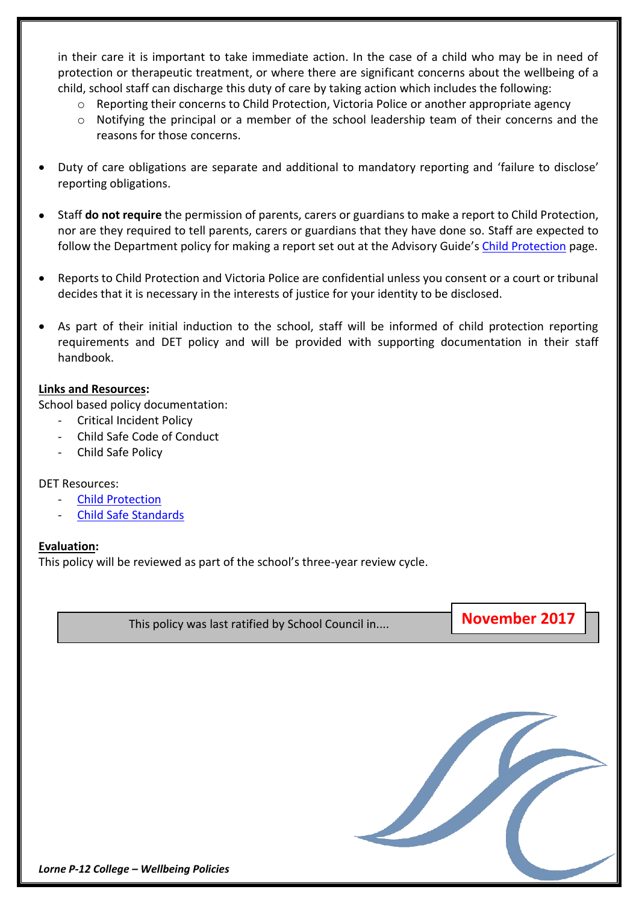in their care it is important to take immediate action. In the case of a child who may be in need of protection or therapeutic treatment, or where there are significant concerns about the wellbeing of a child, school staff can discharge this duty of care by taking action which includes the following:
  - Reporting their concerns to Child Protection, Victoria Police or another appropriate agency
  - Notifying the principal or a member of the school leadership team of their concerns and the reasons for those concerns.

- Duty of care obligations are separate and additional to mandatory reporting and 'failure to disclose' reporting obligations.

- Staff **do not require** the permission of parents, carers or guardians to make a report to Child Protection, nor are they required to tell parents, carers or guardians that they have done so. Staff are expected to follow the Department policy for making a report set out at the Advisory Guide's Child Protection page.

- Reports to Child Protection and Victoria Police are confidential unless you consent or a court or tribunal decides that it is necessary in the interests of justice for your identity to be disclosed.

- As part of their initial induction to the school, staff will be informed of child protection reporting requirements and DET policy and will be provided with supporting documentation in their staff handbook.

**Links and Resources:**

School based policy documentation:

- Critical Incident Policy
- Child Safe Code of Conduct
- Child Safe Policy

DET Resources:

- Child Protection
- Child Safe Standards

**Evaluation:**

This policy will be reviewed as part of the school's three-year review cycle.

This policy was last ratified by School Council in.... **November 2017**